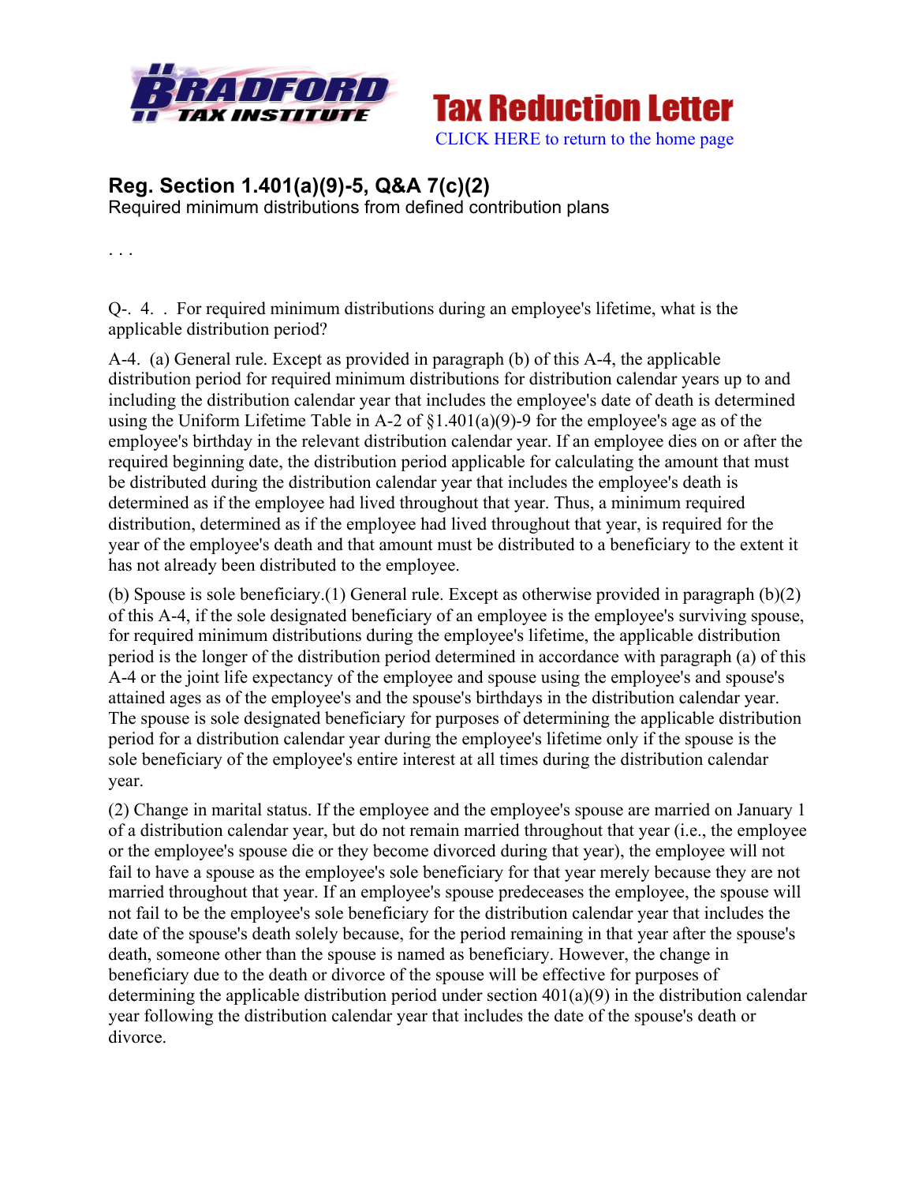**Tax Reduction Letter**

CLICK HERE to return to the home page

## Reg. Section 1.401(a)(9)-5, Q&A 7(c)(2)

Required minimum distributions from defined contribution plans

. . .

Q-. 4. . For required minimum distributions during an employee's lifetime, what is the applicable distribution period?

A-4. (a) General rule. Except as provided in paragraph (b) of this A-4, the applicable distribution period for required minimum distributions for distribution calendar years up to and including the distribution calendar year that includes the employee's date of death is determined using the Uniform Lifetime Table in A-2 of §1.401(a)(9)-9 for the employee's age as of the employee's birthday in the relevant distribution calendar year. If an employee dies on or after the required beginning date, the distribution period applicable for calculating the amount that must be distributed during the distribution calendar year that includes the employee's death is determined as if the employee had lived throughout that year. Thus, a minimum required distribution, determined as if the employee had lived throughout that year, is required for the year of the employee's death and that amount must be distributed to a beneficiary to the extent it has not already been distributed to the employee.

(b) Spouse is sole beneficiary.(1) General rule. Except as otherwise provided in paragraph (b)(2) of this A-4, if the sole designated beneficiary of an employee is the employee's surviving spouse, for required minimum distributions during the employee's lifetime, the applicable distribution period is the longer of the distribution period determined in accordance with paragraph (a) of this A-4 or the joint life expectancy of the employee and spouse using the employee's and spouse's attained ages as of the employee's and the spouse's birthdays in the distribution calendar year. The spouse is sole designated beneficiary for purposes of determining the applicable distribution period for a distribution calendar year during the employee's lifetime only if the spouse is the sole beneficiary of the employee's entire interest at all times during the distribution calendar year.

(2) Change in marital status. If the employee and the employee's spouse are married on January 1 of a distribution calendar year, but do not remain married throughout that year (i.e., the employee or the employee's spouse die or they become divorced during that year), the employee will not fail to have a spouse as the employee's sole beneficiary for that year merely because they are not married throughout that year. If an employee's spouse predeceases the employee, the spouse will not fail to be the employee's sole beneficiary for the distribution calendar year that includes the date of the spouse's death solely because, for the period remaining in that year after the spouse's death, someone other than the spouse is named as beneficiary. However, the change in beneficiary due to the death or divorce of the spouse will be effective for purposes of determining the applicable distribution period under section 401(a)(9) in the distribution calendar year following the distribution calendar year that includes the date of the spouse's death or divorce.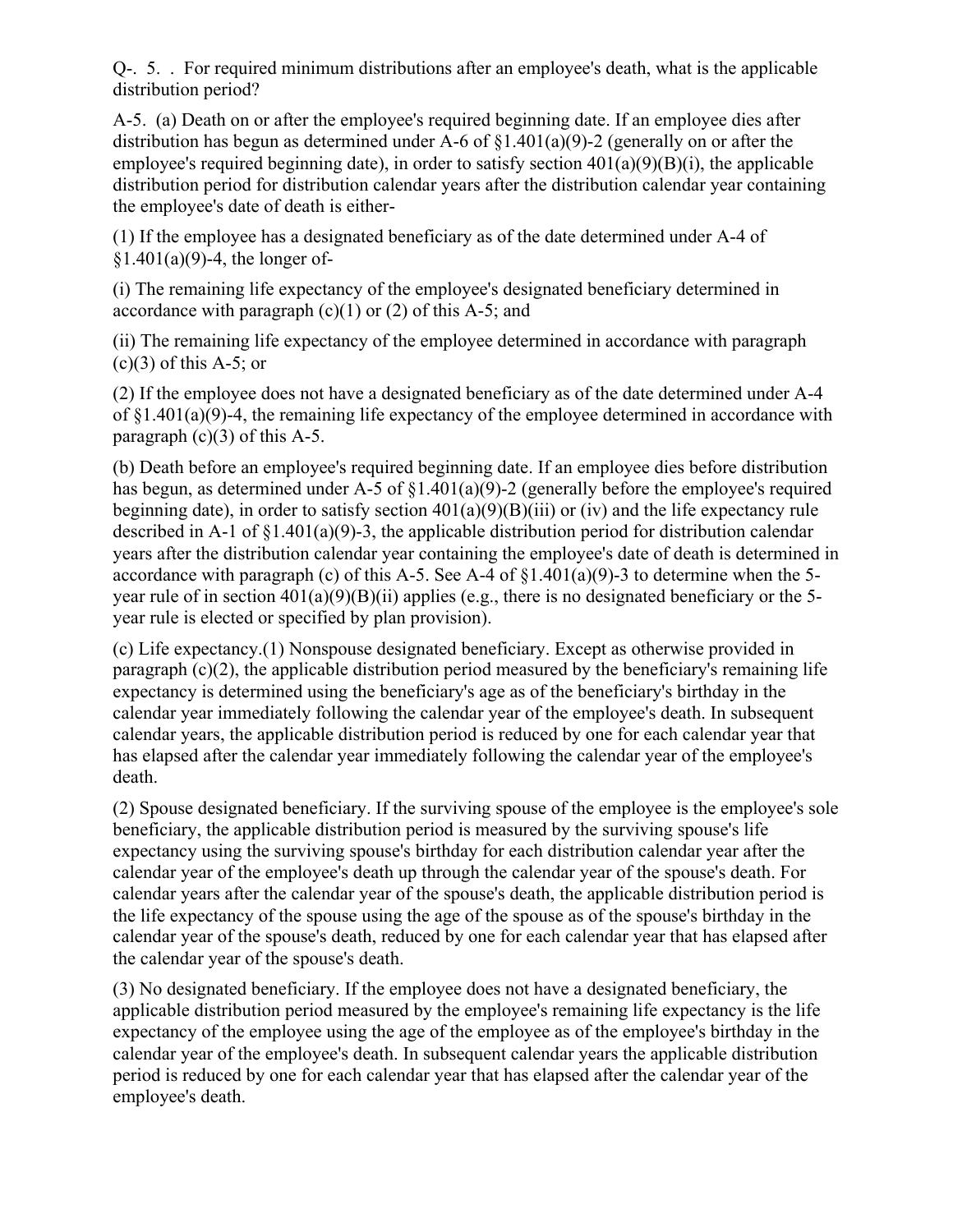Q-. 5. . For required minimum distributions after an employee's death, what is the applicable distribution period?

A-5. (a) Death on or after the employee's required beginning date. If an employee dies after distribution has begun as determined under A-6 of §1.401(a)(9)-2 (generally on or after the employee's required beginning date), in order to satisfy section 401(a)(9)(B)(i), the applicable distribution period for distribution calendar years after the distribution calendar year containing the employee's date of death is either-

(1) If the employee has a designated beneficiary as of the date determined under A-4 of §1.401(a)(9)-4, the longer of-

(i) The remaining life expectancy of the employee's designated beneficiary determined in accordance with paragraph (c)(1) or (2) of this A-5; and

(ii) The remaining life expectancy of the employee determined in accordance with paragraph (c)(3) of this A-5; or

(2) If the employee does not have a designated beneficiary as of the date determined under A-4 of §1.401(a)(9)-4, the remaining life expectancy of the employee determined in accordance with paragraph (c)(3) of this A-5.

(b) Death before an employee's required beginning date. If an employee dies before distribution has begun, as determined under A-5 of §1.401(a)(9)-2 (generally before the employee's required beginning date), in order to satisfy section 401(a)(9)(B)(iii) or (iv) and the life expectancy rule described in A-1 of §1.401(a)(9)-3, the applicable distribution period for distribution calendar years after the distribution calendar year containing the employee's date of death is determined in accordance with paragraph (c) of this A-5. See A-4 of §1.401(a)(9)-3 to determine when the 5-year rule of in section 401(a)(9)(B)(ii) applies (e.g., there is no designated beneficiary or the 5-year rule is elected or specified by plan provision).

(c) Life expectancy.(1) Nonspouse designated beneficiary. Except as otherwise provided in paragraph (c)(2), the applicable distribution period measured by the beneficiary's remaining life expectancy is determined using the beneficiary's age as of the beneficiary's birthday in the calendar year immediately following the calendar year of the employee's death. In subsequent calendar years, the applicable distribution period is reduced by one for each calendar year that has elapsed after the calendar year immediately following the calendar year of the employee's death.

(2) Spouse designated beneficiary. If the surviving spouse of the employee is the employee's sole beneficiary, the applicable distribution period is measured by the surviving spouse's life expectancy using the surviving spouse's birthday for each distribution calendar year after the calendar year of the employee's death up through the calendar year of the spouse's death. For calendar years after the calendar year of the spouse's death, the applicable distribution period is the life expectancy of the spouse using the age of the spouse as of the spouse's birthday in the calendar year of the spouse's death, reduced by one for each calendar year that has elapsed after the calendar year of the spouse's death.

(3) No designated beneficiary. If the employee does not have a designated beneficiary, the applicable distribution period measured by the employee's remaining life expectancy is the life expectancy of the employee using the age of the employee as of the employee's birthday in the calendar year of the employee's death. In subsequent calendar years the applicable distribution period is reduced by one for each calendar year that has elapsed after the calendar year of the employee's death.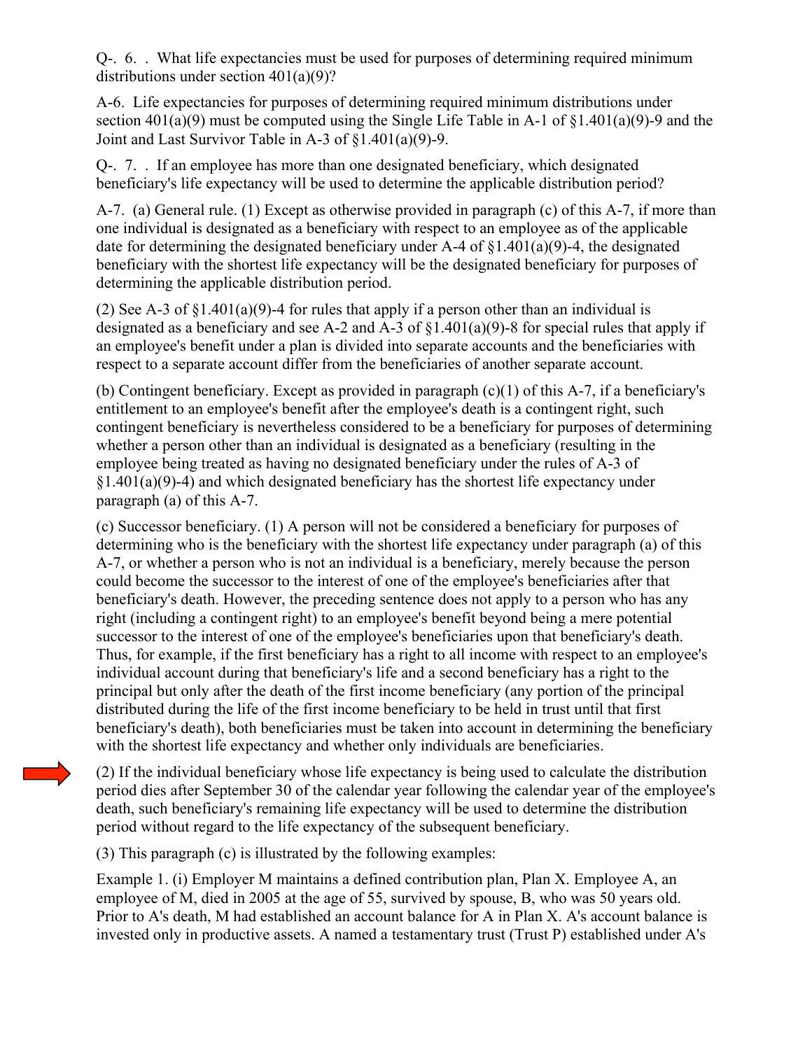Q-. 6. . What life expectancies must be used for purposes of determining required minimum distributions under section 401(a)(9)?

A-6. Life expectancies for purposes of determining required minimum distributions under section 401(a)(9) must be computed using the Single Life Table in A-1 of §1.401(a)(9)-9 and the Joint and Last Survivor Table in A-3 of §1.401(a)(9)-9.

Q-. 7. . If an employee has more than one designated beneficiary, which designated beneficiary's life expectancy will be used to determine the applicable distribution period?

A-7. (a) General rule. (1) Except as otherwise provided in paragraph (c) of this A-7, if more than one individual is designated as a beneficiary with respect to an employee as of the applicable date for determining the designated beneficiary under A-4 of §1.401(a)(9)-4, the designated beneficiary with the shortest life expectancy will be the designated beneficiary for purposes of determining the applicable distribution period.

(2) See A-3 of §1.401(a)(9)-4 for rules that apply if a person other than an individual is designated as a beneficiary and see A-2 and A-3 of §1.401(a)(9)-8 for special rules that apply if an employee's benefit under a plan is divided into separate accounts and the beneficiaries with respect to a separate account differ from the beneficiaries of another separate account.

(b) Contingent beneficiary. Except as provided in paragraph (c)(1) of this A-7, if a beneficiary's entitlement to an employee's benefit after the employee's death is a contingent right, such contingent beneficiary is nevertheless considered to be a beneficiary for purposes of determining whether a person other than an individual is designated as a beneficiary (resulting in the employee being treated as having no designated beneficiary under the rules of A-3 of §1.401(a)(9)-4) and which designated beneficiary has the shortest life expectancy under paragraph (a) of this A-7.

(c) Successor beneficiary. (1) A person will not be considered a beneficiary for purposes of determining who is the beneficiary with the shortest life expectancy under paragraph (a) of this A-7, or whether a person who is not an individual is a beneficiary, merely because the person could become the successor to the interest of one of the employee's beneficiaries after that beneficiary's death. However, the preceding sentence does not apply to a person who has any right (including a contingent right) to an employee's benefit beyond being a mere potential successor to the interest of one of the employee's beneficiaries upon that beneficiary's death. Thus, for example, if the first beneficiary has a right to all income with respect to an employee's individual account during that beneficiary's life and a second beneficiary has a right to the principal but only after the death of the first income beneficiary (any portion of the principal distributed during the life of the first income beneficiary to be held in trust until that first beneficiary's death), both beneficiaries must be taken into account in determining the beneficiary with the shortest life expectancy and whether only individuals are beneficiaries.

(2) If the individual beneficiary whose life expectancy is being used to calculate the distribution period dies after September 30 of the calendar year following the calendar year of the employee's death, such beneficiary's remaining life expectancy will be used to determine the distribution period without regard to the life expectancy of the subsequent beneficiary.

(3) This paragraph (c) is illustrated by the following examples:

Example 1. (i) Employer M maintains a defined contribution plan, Plan X. Employee A, an employee of M, died in 2005 at the age of 55, survived by spouse, B, who was 50 years old. Prior to A's death, M had established an account balance for A in Plan X. A's account balance is invested only in productive assets. A named a testamentary trust (Trust P) established under A's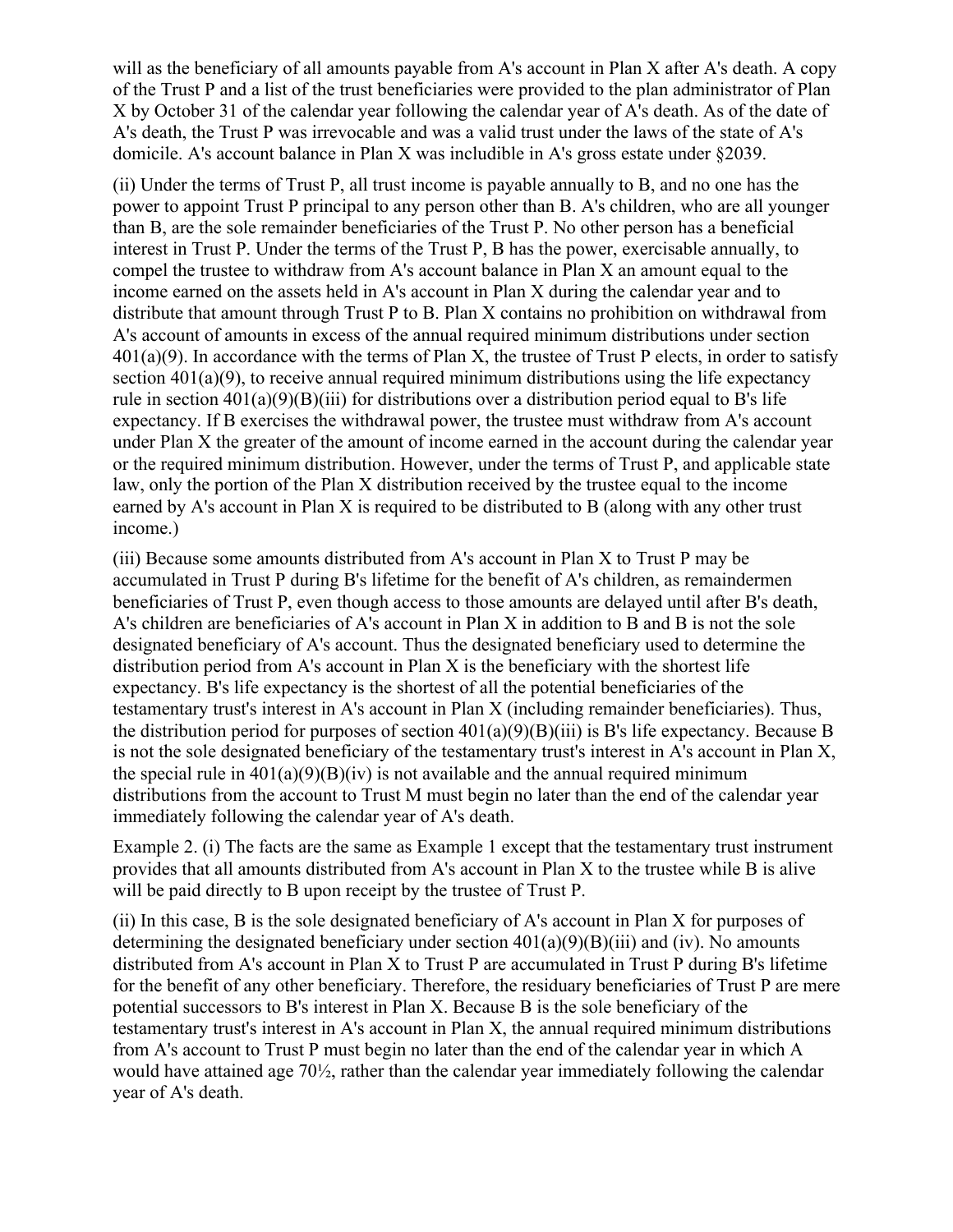will as the beneficiary of all amounts payable from A's account in Plan X after A's death. A copy of the Trust P and a list of the trust beneficiaries were provided to the plan administrator of Plan X by October 31 of the calendar year following the calendar year of A's death. As of the date of A's death, the Trust P was irrevocable and was a valid trust under the laws of the state of A's domicile. A's account balance in Plan X was includible in A's gross estate under §2039.

(ii) Under the terms of Trust P, all trust income is payable annually to B, and no one has the power to appoint Trust P principal to any person other than B. A's children, who are all younger than B, are the sole remainder beneficiaries of the Trust P. No other person has a beneficial interest in Trust P. Under the terms of the Trust P, B has the power, exercisable annually, to compel the trustee to withdraw from A's account balance in Plan X an amount equal to the income earned on the assets held in A's account in Plan X during the calendar year and to distribute that amount through Trust P to B. Plan X contains no prohibition on withdrawal from A's account of amounts in excess of the annual required minimum distributions under section 401(a)(9). In accordance with the terms of Plan X, the trustee of Trust P elects, in order to satisfy section 401(a)(9), to receive annual required minimum distributions using the life expectancy rule in section 401(a)(9)(B)(iii) for distributions over a distribution period equal to B's life expectancy. If B exercises the withdrawal power, the trustee must withdraw from A's account under Plan X the greater of the amount of income earned in the account during the calendar year or the required minimum distribution. However, under the terms of Trust P, and applicable state law, only the portion of the Plan X distribution received by the trustee equal to the income earned by A's account in Plan X is required to be distributed to B (along with any other trust income.)

(iii) Because some amounts distributed from A's account in Plan X to Trust P may be accumulated in Trust P during B's lifetime for the benefit of A's children, as remaindermen beneficiaries of Trust P, even though access to those amounts are delayed until after B's death, A's children are beneficiaries of A's account in Plan X in addition to B and B is not the sole designated beneficiary of A's account. Thus the designated beneficiary used to determine the distribution period from A's account in Plan X is the beneficiary with the shortest life expectancy. B's life expectancy is the shortest of all the potential beneficiaries of the testamentary trust's interest in A's account in Plan X (including remainder beneficiaries). Thus, the distribution period for purposes of section 401(a)(9)(B)(iii) is B's life expectancy. Because B is not the sole designated beneficiary of the testamentary trust's interest in A's account in Plan X, the special rule in 401(a)(9)(B)(iv) is not available and the annual required minimum distributions from the account to Trust M must begin no later than the end of the calendar year immediately following the calendar year of A's death.

Example 2. (i) The facts are the same as Example 1 except that the testamentary trust instrument provides that all amounts distributed from A's account in Plan X to the trustee while B is alive will be paid directly to B upon receipt by the trustee of Trust P.

(ii) In this case, B is the sole designated beneficiary of A's account in Plan X for purposes of determining the designated beneficiary under section 401(a)(9)(B)(iii) and (iv). No amounts distributed from A's account in Plan X to Trust P are accumulated in Trust P during B's lifetime for the benefit of any other beneficiary. Therefore, the residuary beneficiaries of Trust P are mere potential successors to B's interest in Plan X. Because B is the sole beneficiary of the testamentary trust's interest in A's account in Plan X, the annual required minimum distributions from A's account to Trust P must begin no later than the end of the calendar year in which A would have attained age 70½, rather than the calendar year immediately following the calendar year of A's death.